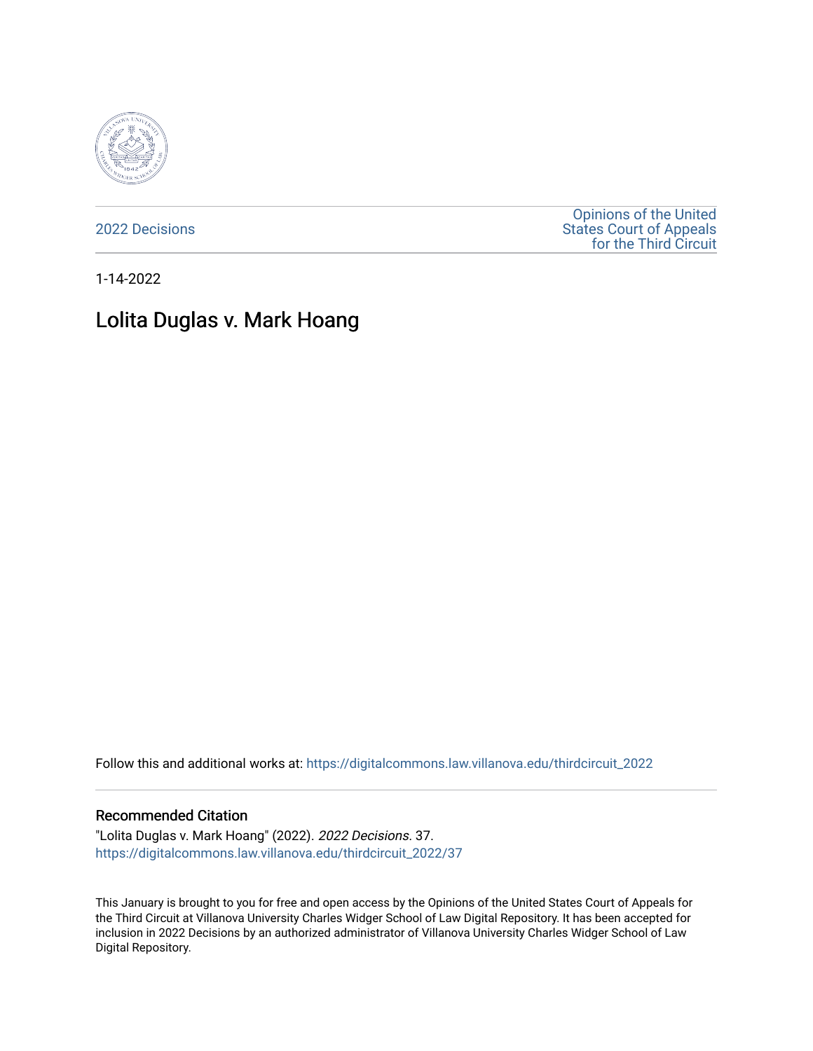2022 Decisions

Opinions of the United States Court of Appeals for the Third Circuit

1-14-2022

# Lolita Duglas v. Mark Hoang

Follow this and additional works at: https://digitalcommons.law.villanova.edu/thirdcircuit_2022

## Recommended Citation

"Lolita Duglas v. Mark Hoang" (2022). *2022 Decisions*. 37.
https://digitalcommons.law.villanova.edu/thirdcircuit_2022/37

This January is brought to you for free and open access by the Opinions of the United States Court of Appeals for the Third Circuit at Villanova University Charles Widger School of Law Digital Repository. It has been accepted for inclusion in 2022 Decisions by an authorized administrator of Villanova University Charles Widger School of Law Digital Repository.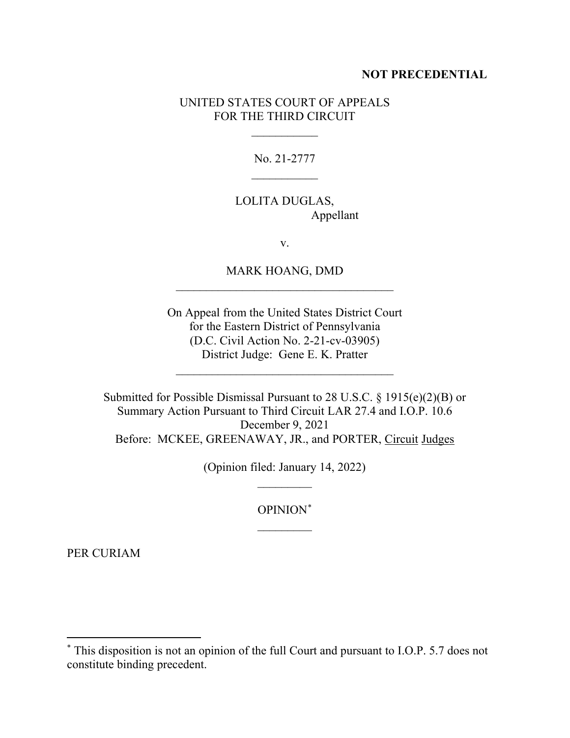**NOT PRECEDENTIAL**

UNITED STATES COURT OF APPEALS
FOR THE THIRD CIRCUIT

\_\_\_\_\_\_\_\_\_\_\_

No. 21-2777

\_\_\_\_\_\_\_\_\_\_\_

LOLITA DUGLAS,
Appellant

v.

MARK HOANG, DMD

\_\_\_\_\_\_\_\_\_\_\_\_\_\_\_\_\_\_\_\_\_\_\_\_\_\_\_\_\_\_\_\_\_\_\_\_

On Appeal from the United States District Court
for the Eastern District of Pennsylvania
(D.C. Civil Action No. 2-21-cv-03905)
District Judge: Gene E. K. Pratter

\_\_\_\_\_\_\_\_\_\_\_\_\_\_\_\_\_\_\_\_\_\_\_\_\_\_\_\_\_\_\_\_\_\_\_\_

Submitted for Possible Dismissal Pursuant to 28 U.S.C. § 1915(e)(2)(B) or
Summary Action Pursuant to Third Circuit LAR 27.4 and I.O.P. 10.6
December 9, 2021
Before: MCKEE, GREENAWAY, JR., and PORTER, Circuit Judges

(Opinion filed: January 14, 2022)

\_\_\_\_\_\_\_\_\_

OPINION*

\_\_\_\_\_\_\_\_\_

PER CURIAM

---

* This disposition is not an opinion of the full Court and pursuant to I.O.P. 5.7 does not constitute binding precedent.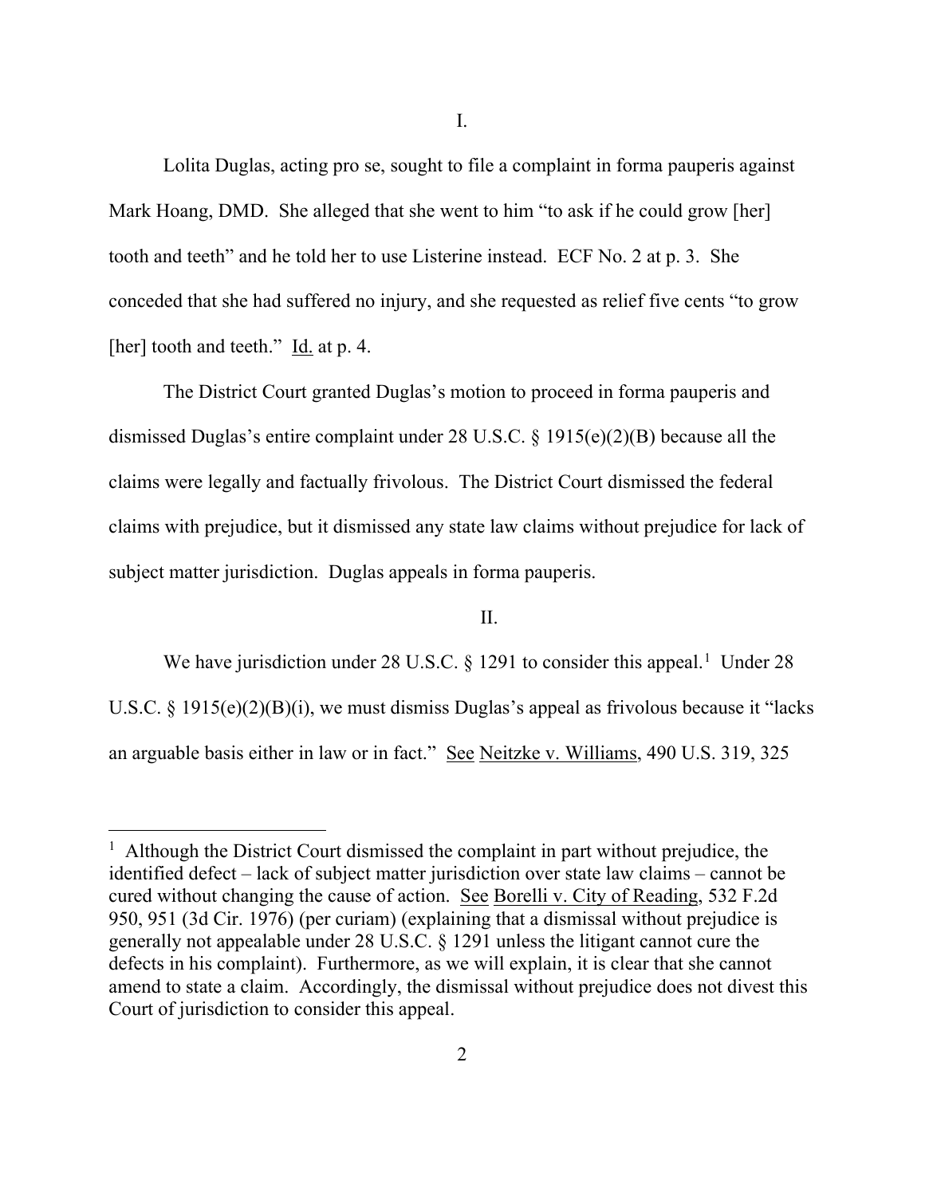I.

Lolita Duglas, acting pro se, sought to file a complaint in forma pauperis against Mark Hoang, DMD. She alleged that she went to him "to ask if he could grow [her] tooth and teeth" and he told her to use Listerine instead. ECF No. 2 at p. 3. She conceded that she had suffered no injury, and she requested as relief five cents "to grow [her] tooth and teeth." Id. at p. 4.

The District Court granted Duglas's motion to proceed in forma pauperis and dismissed Duglas's entire complaint under 28 U.S.C. § 1915(e)(2)(B) because all the claims were legally and factually frivolous. The District Court dismissed the federal claims with prejudice, but it dismissed any state law claims without prejudice for lack of subject matter jurisdiction. Duglas appeals in forma pauperis.

II.

We have jurisdiction under 28 U.S.C. § 1291 to consider this appeal.[1] Under 28 U.S.C. § 1915(e)(2)(B)(i), we must dismiss Duglas's appeal as frivolous because it "lacks an arguable basis either in law or in fact." See Neitzke v. Williams, 490 U.S. 319, 325

[1] Although the District Court dismissed the complaint in part without prejudice, the identified defect – lack of subject matter jurisdiction over state law claims – cannot be cured without changing the cause of action. See Borelli v. City of Reading, 532 F.2d 950, 951 (3d Cir. 1976) (per curiam) (explaining that a dismissal without prejudice is generally not appealable under 28 U.S.C. § 1291 unless the litigant cannot cure the defects in his complaint). Furthermore, as we will explain, it is clear that she cannot amend to state a claim. Accordingly, the dismissal without prejudice does not divest this Court of jurisdiction to consider this appeal.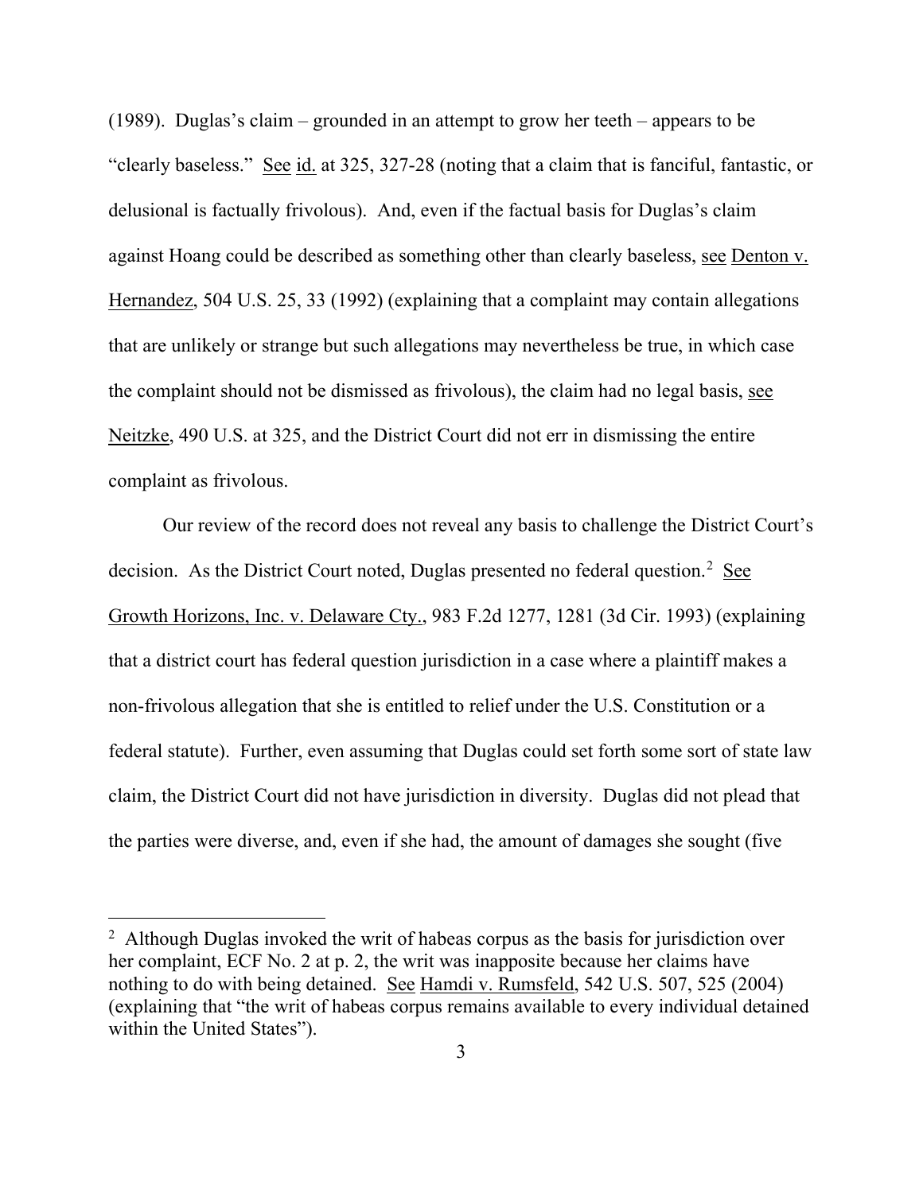(1989). Duglas's claim – grounded in an attempt to grow her teeth – appears to be "clearly baseless." See id. at 325, 327-28 (noting that a claim that is fanciful, fantastic, or delusional is factually frivolous). And, even if the factual basis for Duglas's claim against Hoang could be described as something other than clearly baseless, see Denton v. Hernandez, 504 U.S. 25, 33 (1992) (explaining that a complaint may contain allegations that are unlikely or strange but such allegations may nevertheless be true, in which case the complaint should not be dismissed as frivolous), the claim had no legal basis, see Neitzke, 490 U.S. at 325, and the District Court did not err in dismissing the entire complaint as frivolous.

Our review of the record does not reveal any basis to challenge the District Court's decision. As the District Court noted, Duglas presented no federal question.[2] See Growth Horizons, Inc. v. Delaware Cty., 983 F.2d 1277, 1281 (3d Cir. 1993) (explaining that a district court has federal question jurisdiction in a case where a plaintiff makes a non-frivolous allegation that she is entitled to relief under the U.S. Constitution or a federal statute). Further, even assuming that Duglas could set forth some sort of state law claim, the District Court did not have jurisdiction in diversity. Duglas did not plead that the parties were diverse, and, even if she had, the amount of damages she sought (five

---

[2] Although Duglas invoked the writ of habeas corpus as the basis for jurisdiction over her complaint, ECF No. 2 at p. 2, the writ was inapposite because her claims have nothing to do with being detained. See Hamdi v. Rumsfeld, 542 U.S. 507, 525 (2004) (explaining that "the writ of habeas corpus remains available to every individual detained within the United States").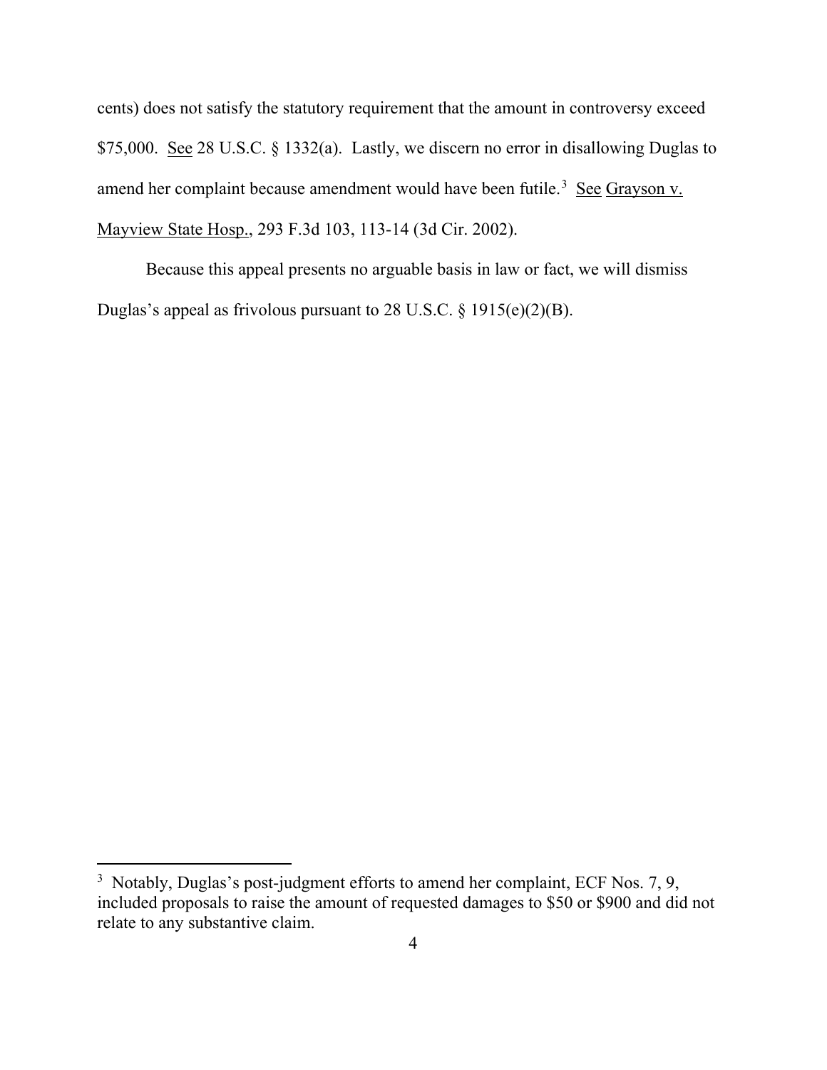cents) does not satisfy the statutory requirement that the amount in controversy exceed $75,000. See 28 U.S.C. § 1332(a). Lastly, we discern no error in disallowing Duglas to amend her complaint because amendment would have been futile.[3] See Grayson v. Mayview State Hosp., 293 F.3d 103, 113-14 (3d Cir. 2002).

Because this appeal presents no arguable basis in law or fact, we will dismiss Duglas's appeal as frivolous pursuant to 28 U.S.C. § 1915(e)(2)(B).

---

[3] Notably, Duglas's post-judgment efforts to amend her complaint, ECF Nos. 7, 9, included proposals to raise the amount of requested damages to $50 or $900 and did not relate to any substantive claim.